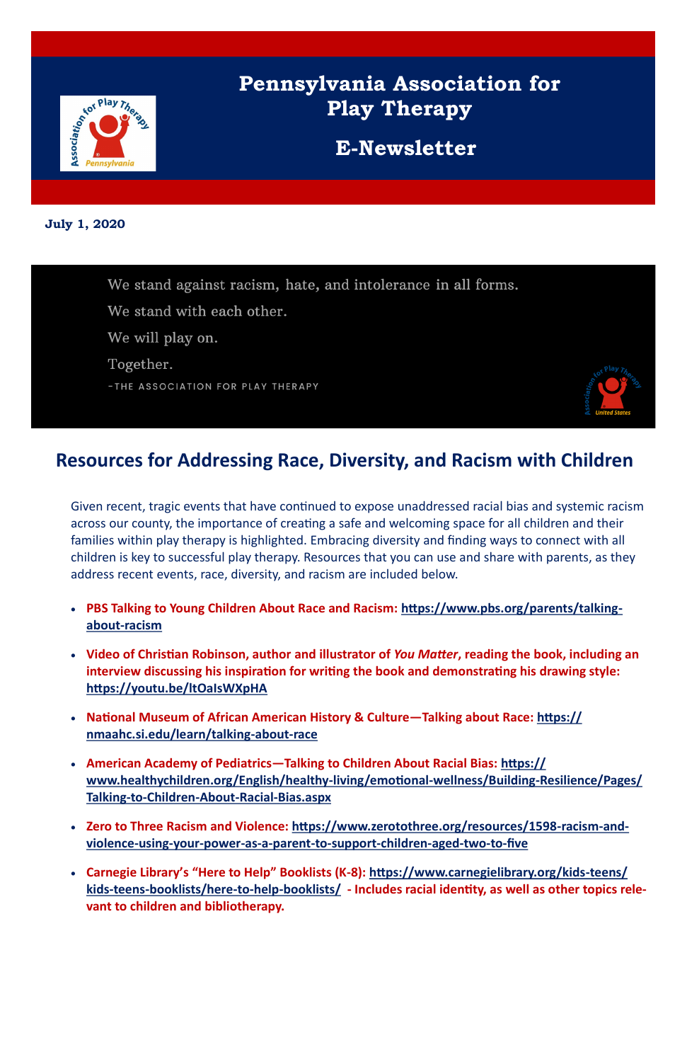# Pennsylvania Association for Play Therapy

## E-Newsletter

**July 1, 2020**

We stand against racism, hate, and intolerance in all forms.

We stand with each other.

We will play on.

Together.

–THE ASSOCIATION FOR PLAY THERAPY

## Resources for Addressing Race, Diversity, and Racism with Children

Given recent, tragic events that have continued to expose unaddressed racial bias and systemic racism across our county, the importance of creating a safe and welcoming space for all children and their families within play therapy is highlighted. Embracing diversity and finding ways to connect with all children is key to successful play therapy. Resources that you can use and share with parents, as they address recent events, race, diversity, and racism are included below.

- **PBS Talking to Young Children About Race and Racism: https://www.pbs.org/parents/talking-about-racism**
- **Video of Christian Robinson, author and illustrator of *You Matter*, reading the book, including an interview discussing his inspiration for writing the book and demonstrating his drawing style: https://youtu.be/ltOaIsWXpHA**
- **National Museum of African American History & Culture—Talking about Race: https://nmaahc.si.edu/learn/talking-about-race**
- **American Academy of Pediatrics—Talking to Children About Racial Bias: https://www.healthychildren.org/English/healthy-living/emotional-wellness/Building-Resilience/Pages/Talking-to-Children-About-Racial-Bias.aspx**
- **Zero to Three Racism and Violence: https://www.zerotothree.org/resources/1598-racism-and-violence-using-your-power-as-a-parent-to-support-children-aged-two-to-five**
- **Carnegie Library's "Here to Help" Booklists (K-8): https://www.carnegielibrary.org/kids-teens/kids-teens-booklists/here-to-help-booklists/ - Includes racial identity, as well as other topics relevant to children and bibliotherapy.**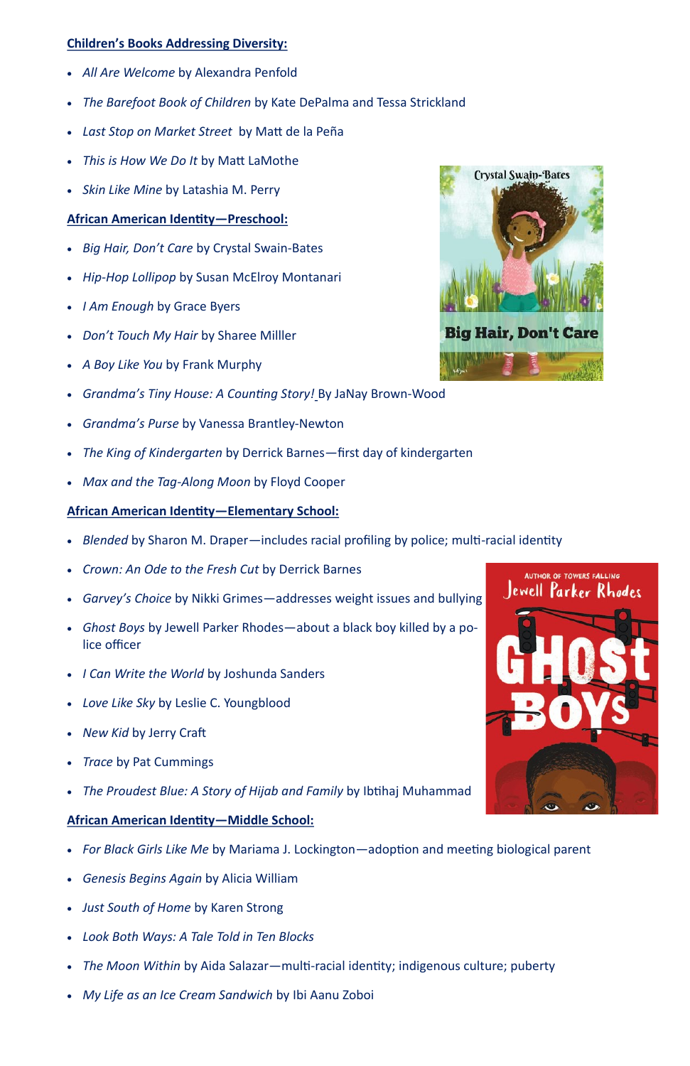**Children's Books Addressing Diversity:**

- *All Are Welcome* by Alexandra Penfold
- *The Barefoot Book of Children* by Kate DePalma and Tessa Strickland
- *Last Stop on Market Street* by Matt de la Peña
- *This is How We Do It* by Matt LaMothe
- *Skin Like Mine* by Latashia M. Perry

**African American Identity—Preschool:**

- *Big Hair, Don't Care* by Crystal Swain-Bates
- *Hip-Hop Lollipop* by Susan McElroy Montanari
- *I Am Enough* by Grace Byers
- *Don't Touch My Hair* by Sharee Milller
- *A Boy Like You* by Frank Murphy
- *Grandma's Tiny House: A Counting Story!* By JaNay Brown-Wood
- *Grandma's Purse* by Vanessa Brantley-Newton
- *The King of Kindergarten* by Derrick Barnes—first day of kindergarten
- *Max and the Tag-Along Moon* by Floyd Cooper

**African American Identity—Elementary School:**

- *Blended* by Sharon M. Draper—includes racial profiling by police; multi-racial identity
- *Crown: An Ode to the Fresh Cut* by Derrick Barnes
- *Garvey's Choice* by Nikki Grimes—addresses weight issues and bullying
- *Ghost Boys* by Jewell Parker Rhodes—about a black boy killed by a police officer
- *I Can Write the World* by Joshunda Sanders
- *Love Like Sky* by Leslie C. Youngblood
- *New Kid* by Jerry Craft
- *Trace* by Pat Cummings
- *The Proudest Blue: A Story of Hijab and Family* by Ibtihaj Muhammad

**African American Identity—Middle School:**

- *For Black Girls Like Me* by Mariama J. Lockington—adoption and meeting biological parent
- *Genesis Begins Again* by Alicia William
- *Just South of Home* by Karen Strong
- *Look Both Ways: A Tale Told in Ten Blocks*
- *The Moon Within* by Aida Salazar—multi-racial identity; indigenous culture; puberty
- *My Life as an Ice Cream Sandwich* by Ibi Aanu Zoboi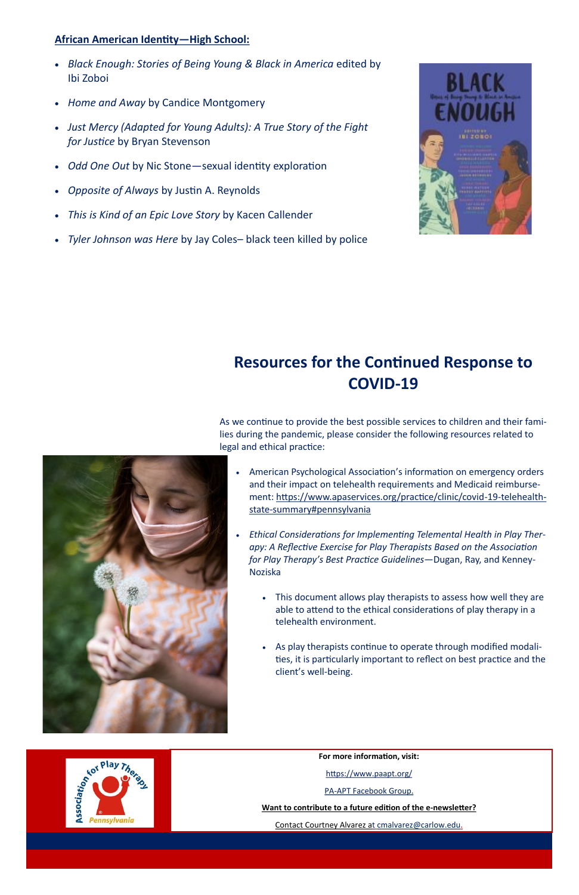**African American Identity—High School:**

- *Black Enough: Stories of Being Young & Black in America* edited by Ibi Zoboi
- *Home and Away* by Candice Montgomery
- *Just Mercy (Adapted for Young Adults): A True Story of the Fight for Justice* by Bryan Stevenson
- *Odd One Out* by Nic Stone—sexual identity exploration
- *Opposite of Always* by Justin A. Reynolds
- *This is Kind of an Epic Love Story* by Kacen Callender
- *Tyler Johnson was Here* by Jay Coles– black teen killed by police

## Resources for the Continued Response to COVID-19

As we continue to provide the best possible services to children and their families during the pandemic, please consider the following resources related to legal and ethical practice:

- American Psychological Association's information on emergency orders and their impact on telehealth requirements and Medicaid reimbursement: https://www.apaservices.org/practice/clinic/covid-19-telehealth-state-summary#pennsylvania
- *Ethical Considerations for Implementing Telemental Health in Play Therapy: A Reflective Exercise for Play Therapists Based on the Association for Play Therapy's Best Practice Guidelines*—Dugan, Ray, and Kenney-Noziska
    - This document allows play therapists to assess how well they are able to attend to the ethical considerations of play therapy in a telehealth environment.
    - As play therapists continue to operate through modified modalities, it is particularly important to reflect on best practice and the client's well-being.

**For more information, visit:**

https://www.paapt.org/

PA-APT Facebook Group.

**Want to contribute to a future edition of the e-newsletter?**

Contact Courtney Alvarez at cmalvarez@carlow.edu.